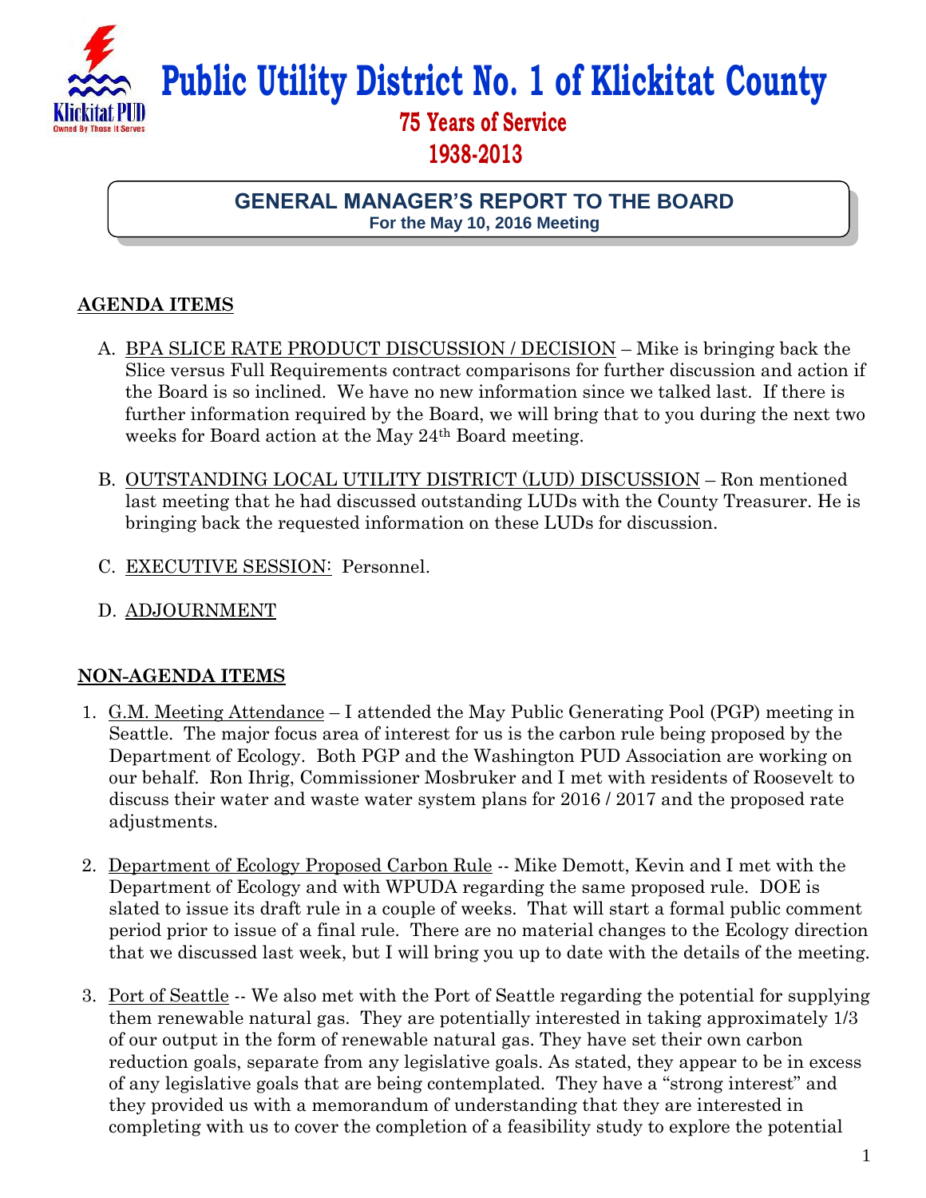# Public Utility District No. 1 of Klickitat County

## 75 Years of Service

## 1938-2013

### GENERAL MANAGER'S REPORT TO THE BOARD

**For the May 10, 2016 Meeting**

## AGENDA ITEMS

A. BPA SLICE RATE PRODUCT DISCUSSION / DECISION – Mike is bringing back the Slice versus Full Requirements contract comparisons for further discussion and action if the Board is so inclined. We have no new information since we talked last. If there is further information required by the Board, we will bring that to you during the next two weeks for Board action at the May 24th Board meeting.

B. OUTSTANDING LOCAL UTILITY DISTRICT (LUD) DISCUSSION – Ron mentioned last meeting that he had discussed outstanding LUDs with the County Treasurer. He is bringing back the requested information on these LUDs for discussion.

C. EXECUTIVE SESSION: Personnel.

D. ADJOURNMENT

## NON-AGENDA ITEMS

1. G.M. Meeting Attendance – I attended the May Public Generating Pool (PGP) meeting in Seattle. The major focus area of interest for us is the carbon rule being proposed by the Department of Ecology. Both PGP and the Washington PUD Association are working on our behalf. Ron Ihrig, Commissioner Mosbruker and I met with residents of Roosevelt to discuss their water and waste water system plans for 2016 / 2017 and the proposed rate adjustments.

2. Department of Ecology Proposed Carbon Rule -- Mike Demott, Kevin and I met with the Department of Ecology and with WPUDA regarding the same proposed rule. DOE is slated to issue its draft rule in a couple of weeks. That will start a formal public comment period prior to issue of a final rule. There are no material changes to the Ecology direction that we discussed last week, but I will bring you up to date with the details of the meeting.

3. Port of Seattle -- We also met with the Port of Seattle regarding the potential for supplying them renewable natural gas. They are potentially interested in taking approximately 1/3 of our output in the form of renewable natural gas. They have set their own carbon reduction goals, separate from any legislative goals. As stated, they appear to be in excess of any legislative goals that are being contemplated. They have a "strong interest" and they provided us with a memorandum of understanding that they are interested in completing with us to cover the completion of a feasibility study to explore the potential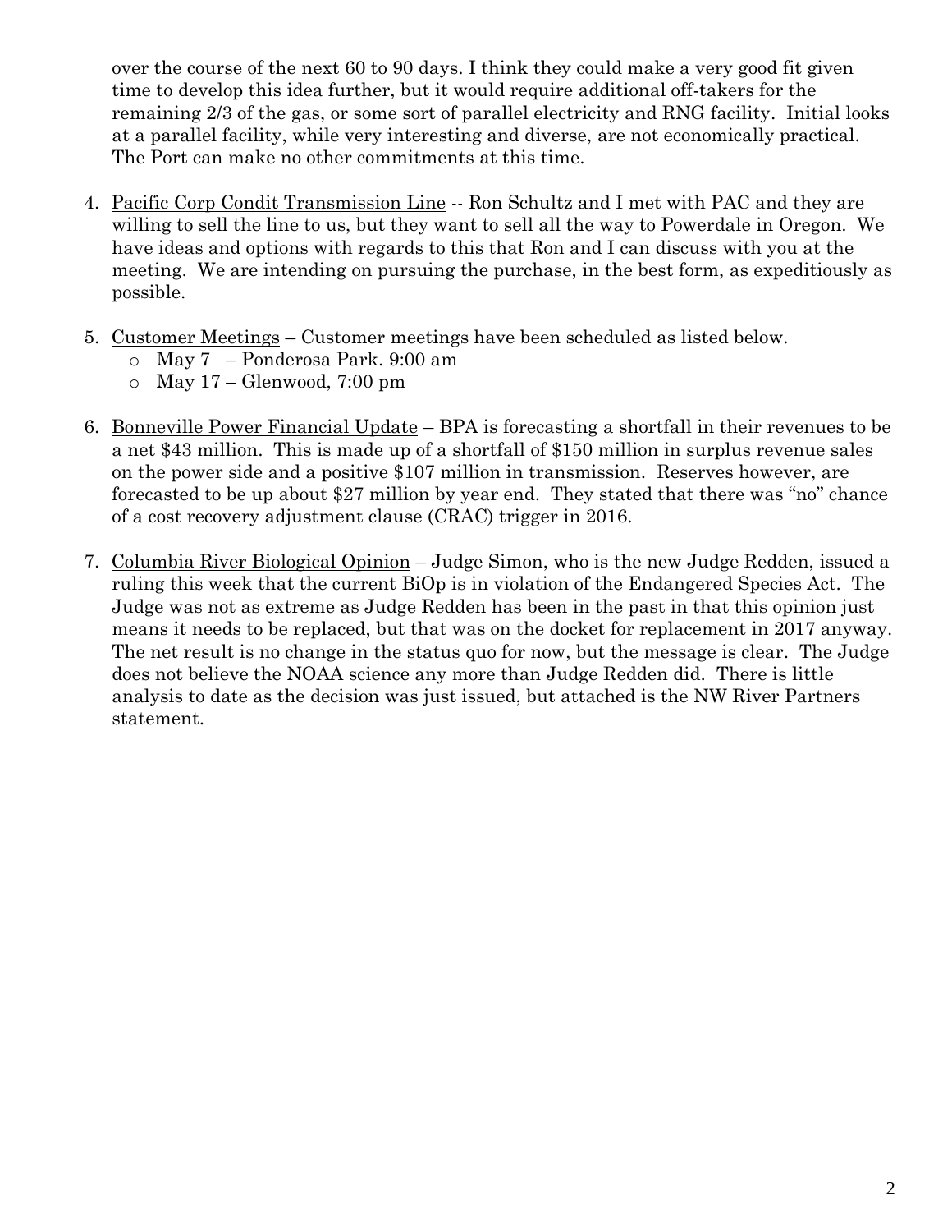over the course of the next 60 to 90 days. I think they could make a very good fit given time to develop this idea further, but it would require additional off-takers for the remaining 2/3 of the gas, or some sort of parallel electricity and RNG facility. Initial looks at a parallel facility, while very interesting and diverse, are not economically practical. The Port can make no other commitments at this time.

4. <u>Pacific Corp Condit Transmission Line</u> -- Ron Schultz and I met with PAC and they are willing to sell the line to us, but they want to sell all the way to Powerdale in Oregon. We have ideas and options with regards to this that Ron and I can discuss with you at the meeting. We are intending on pursuing the purchase, in the best form, as expeditiously as possible.

5. <u>Customer Meetings</u> – Customer meetings have been scheduled as listed below.
   - May 7 – Ponderosa Park. 9:00 am
   - May 17 – Glenwood, 7:00 pm

6. <u>Bonneville Power Financial Update</u> – BPA is forecasting a shortfall in their revenues to be a net $43 million. This is made up of a shortfall of $150 million in surplus revenue sales on the power side and a positive $107 million in transmission. Reserves however, are forecasted to be up about $27 million by year end. They stated that there was "no" chance of a cost recovery adjustment clause (CRAC) trigger in 2016.

7. <u>Columbia River Biological Opinion</u> – Judge Simon, who is the new Judge Redden, issued a ruling this week that the current BiOp is in violation of the Endangered Species Act. The Judge was not as extreme as Judge Redden has been in the past in that this opinion just means it needs to be replaced, but that was on the docket for replacement in 2017 anyway. The net result is no change in the status quo for now, but the message is clear. The Judge does not believe the NOAA science any more than Judge Redden did. There is little analysis to date as the decision was just issued, but attached is the NW River Partners statement.